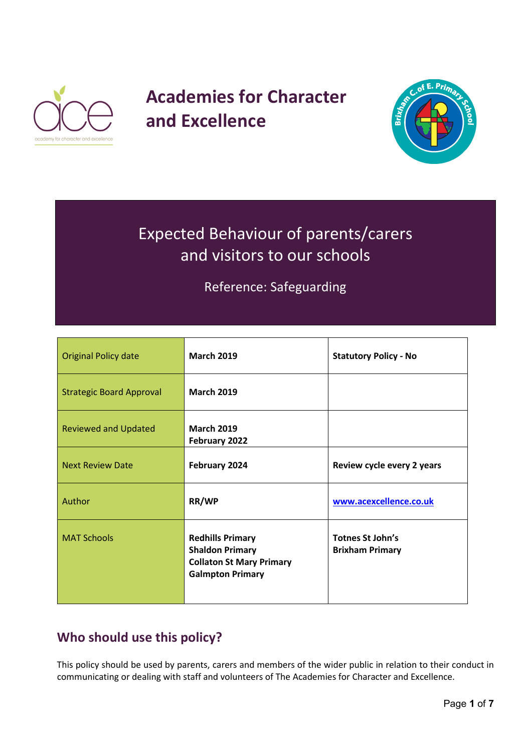# Academies for Character and Excellence

## Expected Behaviour of parents/carers and visitors to our schools

Reference: Safeguarding

| | | |
|---|---|---|
| Original Policy date | **March 2019** | **Statutory Policy - No** |
| Strategic Board Approval | **March 2019** | |
| Reviewed and Updated | **March 2019**<br>**February 2022** | |
| Next Review Date | **February 2024** | **Review cycle every 2 years** |
| Author | **RR/WP** | **www.acexcellence.co.uk** |
| MAT Schools | **Redhills Primary**<br>**Shaldon Primary**<br>**Collaton St Mary Primary**<br>**Galmpton Primary** | **Totnes St John's**<br>**Brixham Primary** |

## Who should use this policy?

This policy should be used by parents, carers and members of the wider public in relation to their conduct in communicating or dealing with staff and volunteers of The Academies for Character and Excellence.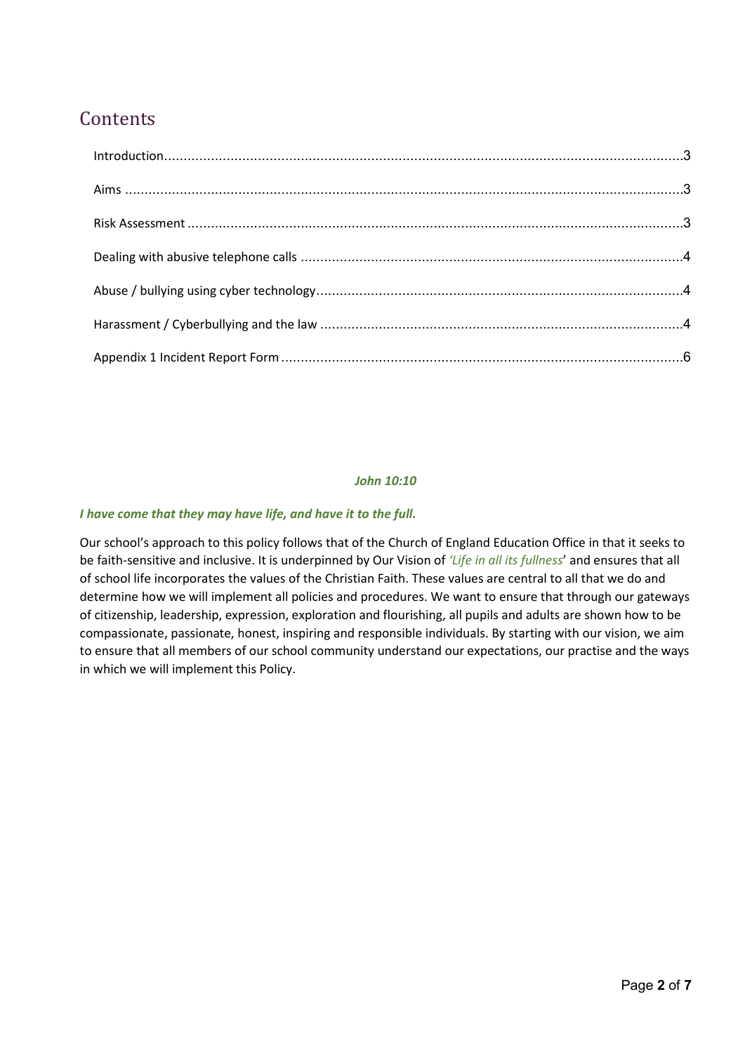# Contents

Introduction....3

Aims....3

Risk Assessment....3

Dealing with abusive telephone calls....4

Abuse / bullying using cyber technology....4

Harassment / Cyberbullying and the law....4

Appendix 1 Incident Report Form....6

***John 10:10***

***I have come that they may have life, and have it to the full.***

Our school's approach to this policy follows that of the Church of England Education Office in that it seeks to be faith-sensitive and inclusive. It is underpinned by Our Vision of *'Life in all its fullness*' and ensures that all of school life incorporates the values of the Christian Faith. These values are central to all that we do and determine how we will implement all policies and procedures. We want to ensure that through our gateways of citizenship, leadership, expression, exploration and flourishing, all pupils and adults are shown how to be compassionate, passionate, honest, inspiring and responsible individuals. By starting with our vision, we aim to ensure that all members of our school community understand our expectations, our practise and the ways in which we will implement this Policy.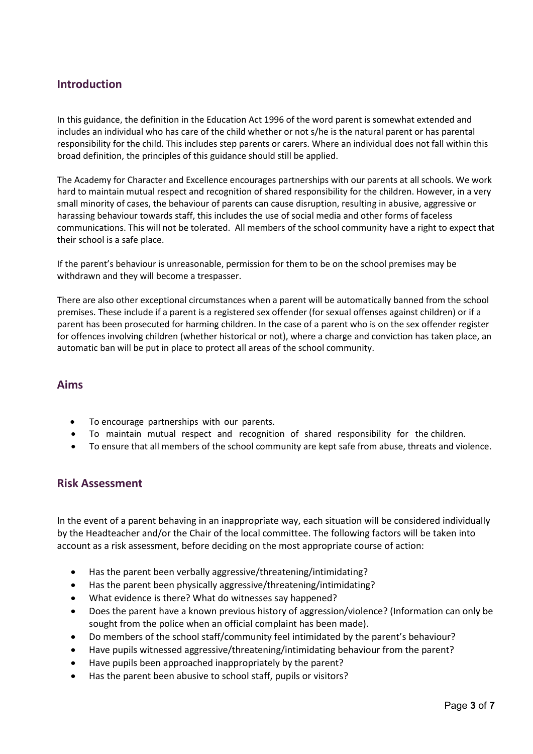## Introduction

In this guidance, the definition in the Education Act 1996 of the word parent is somewhat extended and includes an individual who has care of the child whether or not s/he is the natural parent or has parental responsibility for the child. This includes step parents or carers. Where an individual does not fall within this broad definition, the principles of this guidance should still be applied.

The Academy for Character and Excellence encourages partnerships with our parents at all schools. We work hard to maintain mutual respect and recognition of shared responsibility for the children. However, in a very small minority of cases, the behaviour of parents can cause disruption, resulting in abusive, aggressive or harassing behaviour towards staff, this includes the use of social media and other forms of faceless communications. This will not be tolerated. All members of the school community have a right to expect that their school is a safe place.

If the parent's behaviour is unreasonable, permission for them to be on the school premises may be withdrawn and they will become a trespasser.

There are also other exceptional circumstances when a parent will be automatically banned from the school premises. These include if a parent is a registered sex offender (for sexual offenses against children) or if a parent has been prosecuted for harming children. In the case of a parent who is on the sex offender register for offences involving children (whether historical or not), where a charge and conviction has taken place, an automatic ban will be put in place to protect all areas of the school community.

## Aims

- To encourage partnerships with our parents.
- To maintain mutual respect and recognition of shared responsibility for the children.
- To ensure that all members of the school community are kept safe from abuse, threats and violence.

## Risk Assessment

In the event of a parent behaving in an inappropriate way, each situation will be considered individually by the Headteacher and/or the Chair of the local committee. The following factors will be taken into account as a risk assessment, before deciding on the most appropriate course of action:

- Has the parent been verbally aggressive/threatening/intimidating?
- Has the parent been physically aggressive/threatening/intimidating?
- What evidence is there? What do witnesses say happened?
- Does the parent have a known previous history of aggression/violence? (Information can only be sought from the police when an official complaint has been made).
- Do members of the school staff/community feel intimidated by the parent's behaviour?
- Have pupils witnessed aggressive/threatening/intimidating behaviour from the parent?
- Have pupils been approached inappropriately by the parent?
- Has the parent been abusive to school staff, pupils or visitors?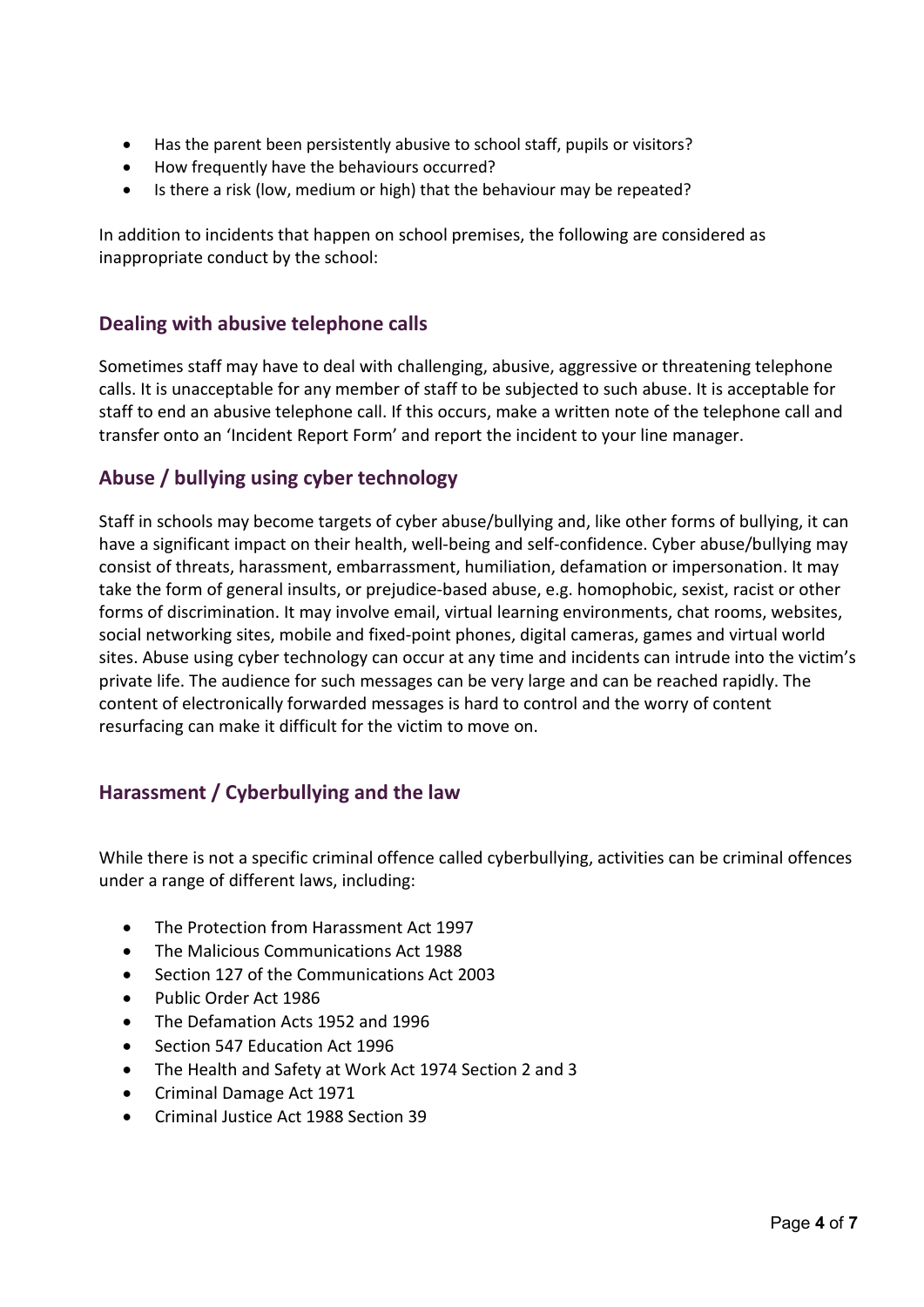- Has the parent been persistently abusive to school staff, pupils or visitors?
- How frequently have the behaviours occurred?
- Is there a risk (low, medium or high) that the behaviour may be repeated?

In addition to incidents that happen on school premises, the following are considered as inappropriate conduct by the school:

## Dealing with abusive telephone calls

Sometimes staff may have to deal with challenging, abusive, aggressive or threatening telephone calls. It is unacceptable for any member of staff to be subjected to such abuse. It is acceptable for staff to end an abusive telephone call. If this occurs, make a written note of the telephone call and transfer onto an 'Incident Report Form' and report the incident to your line manager.

## Abuse / bullying using cyber technology

Staff in schools may become targets of cyber abuse/bullying and, like other forms of bullying, it can have a significant impact on their health, well-being and self-confidence. Cyber abuse/bullying may consist of threats, harassment, embarrassment, humiliation, defamation or impersonation. It may take the form of general insults, or prejudice-based abuse, e.g. homophobic, sexist, racist or other forms of discrimination. It may involve email, virtual learning environments, chat rooms, websites, social networking sites, mobile and fixed-point phones, digital cameras, games and virtual world sites. Abuse using cyber technology can occur at any time and incidents can intrude into the victim's private life. The audience for such messages can be very large and can be reached rapidly. The content of electronically forwarded messages is hard to control and the worry of content resurfacing can make it difficult for the victim to move on.

## Harassment / Cyberbullying and the law

While there is not a specific criminal offence called cyberbullying, activities can be criminal offences under a range of different laws, including:

- The Protection from Harassment Act 1997
- The Malicious Communications Act 1988
- Section 127 of the Communications Act 2003
- Public Order Act 1986
- The Defamation Acts 1952 and 1996
- Section 547 Education Act 1996
- The Health and Safety at Work Act 1974 Section 2 and 3
- Criminal Damage Act 1971
- Criminal Justice Act 1988 Section 39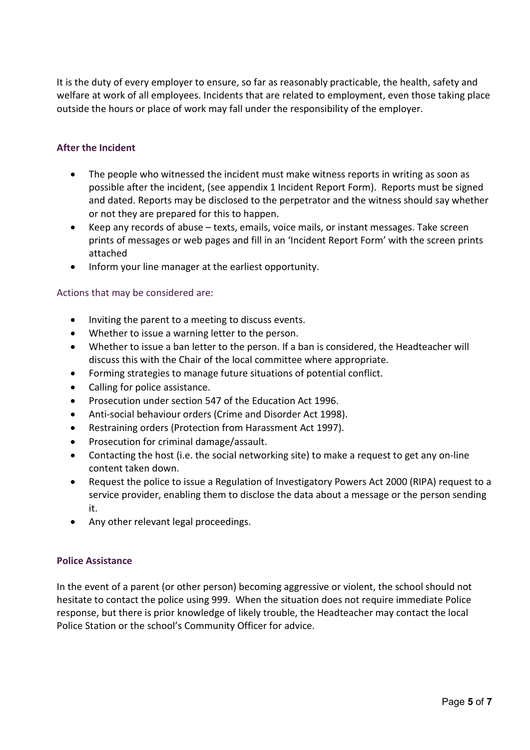It is the duty of every employer to ensure, so far as reasonably practicable, the health, safety and welfare at work of all employees. Incidents that are related to employment, even those taking place outside the hours or place of work may fall under the responsibility of the employer.

### After the Incident

- The people who witnessed the incident must make witness reports in writing as soon as possible after the incident, (see appendix 1 Incident Report Form). Reports must be signed and dated. Reports may be disclosed to the perpetrator and the witness should say whether or not they are prepared for this to happen.
- Keep any records of abuse – texts, emails, voice mails, or instant messages. Take screen prints of messages or web pages and fill in an 'Incident Report Form' with the screen prints attached
- Inform your line manager at the earliest opportunity.

Actions that may be considered are:

- Inviting the parent to a meeting to discuss events.
- Whether to issue a warning letter to the person.
- Whether to issue a ban letter to the person. If a ban is considered, the Headteacher will discuss this with the Chair of the local committee where appropriate.
- Forming strategies to manage future situations of potential conflict.
- Calling for police assistance.
- Prosecution under section 547 of the Education Act 1996.
- Anti-social behaviour orders (Crime and Disorder Act 1998).
- Restraining orders (Protection from Harassment Act 1997).
- Prosecution for criminal damage/assault.
- Contacting the host (i.e. the social networking site) to make a request to get any on-line content taken down.
- Request the police to issue a Regulation of Investigatory Powers Act 2000 (RIPA) request to a service provider, enabling them to disclose the data about a message or the person sending it.
- Any other relevant legal proceedings.

### Police Assistance

In the event of a parent (or other person) becoming aggressive or violent, the school should not hesitate to contact the police using 999. When the situation does not require immediate Police response, but there is prior knowledge of likely trouble, the Headteacher may contact the local Police Station or the school's Community Officer for advice.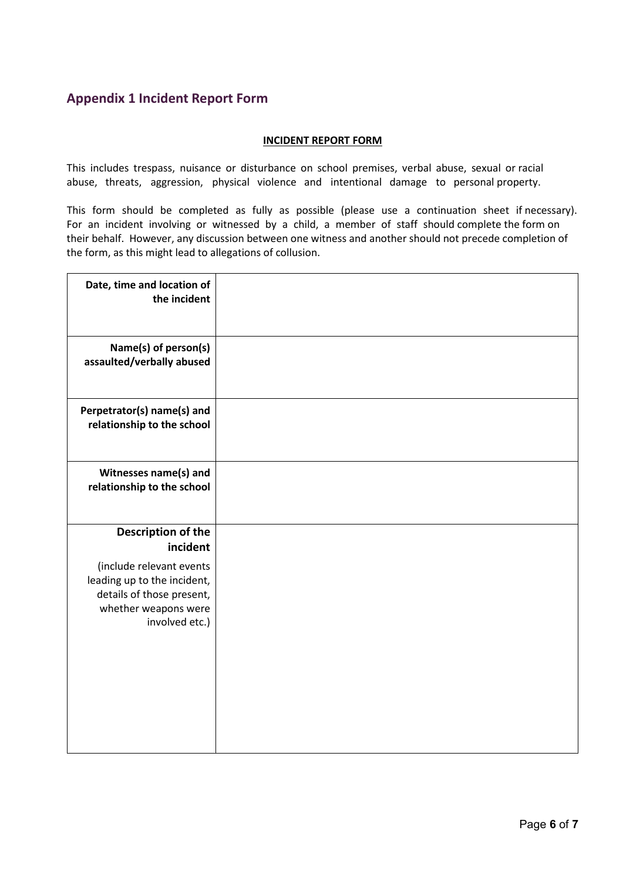## Appendix 1 Incident Report Form

**INCIDENT REPORT FORM**

This includes trespass, nuisance or disturbance on school premises, verbal abuse, sexual or racial abuse, threats, aggression, physical violence and intentional damage to personal property.

This form should be completed as fully as possible (please use a continuation sheet if necessary). For an incident involving or witnessed by a child, a member of staff should complete the form on their behalf. However, any discussion between one witness and another should not precede completion of the form, as this might lead to allegations of collusion.

| | |
|---|---|
| **Date, time and location of the incident** | |
| **Name(s) of person(s) assaulted/verbally abused** | |
| **Perpetrator(s) name(s) and relationship to the school** | |
| **Witnesses name(s) and relationship to the school** | |
| **Description of the incident**<br><br>(include relevant events leading up to the incident, details of those present, whether weapons were involved etc.) | |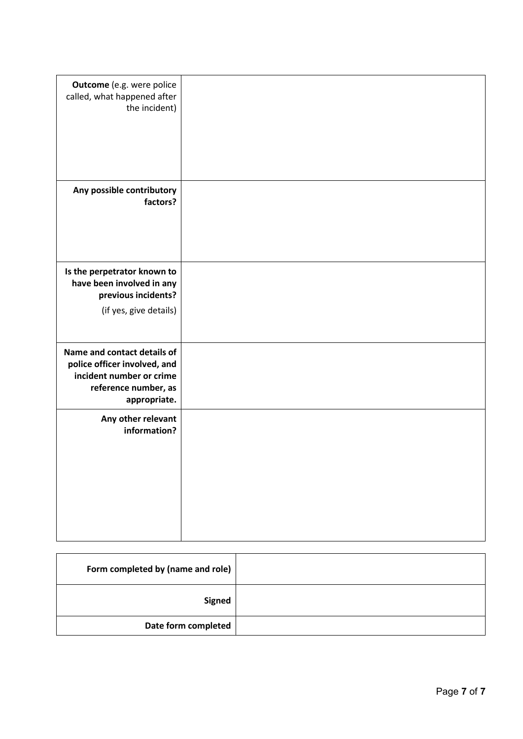| | |
|---|---|
| **Outcome** (e.g. were police called, what happened after the incident) | |
| **Any possible contributory factors?** | |
| **Is the perpetrator known to have been involved in any previous incidents?** (if yes, give details) | |
| **Name and contact details of police officer involved, and incident number or crime reference number, as appropriate.** | |
| **Any other relevant information?** | |

| | |
|---|---|
| **Form completed by (name and role)** | |
| **Signed** | |
| **Date form completed** | |